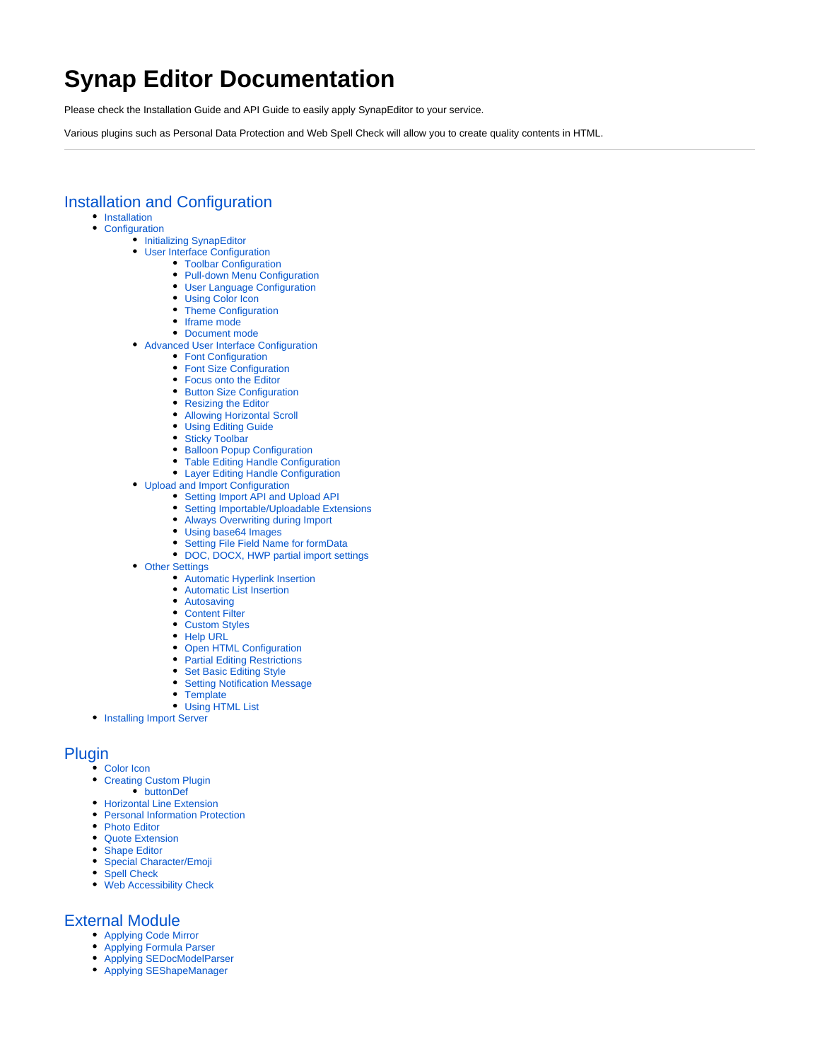# Synap Editor Documentation

Please check the Installation Guide and API Guide to easily apply SynapEditor to your service.

Various plugins such as Personal Data Protection and Web Spell Check will allow you to create quality contents in HTML.

---

## Installation and Configuration

- Installation
- Configuration
  - Initializing SynapEditor
  - User Interface Configuration
    - Toolbar Configuration
    - Pull-down Menu Configuration
    - User Language Configuration
    - Using Color Icon
    - Theme Configuration
    - Iframe mode
    - Document mode
  - Advanced User Interface Configuration
    - Font Configuration
    - Font Size Configuration
    - Focus onto the Editor
    - Button Size Configuration
    - Resizing the Editor
    - Allowing Horizontal Scroll
    - Using Editing Guide
    - Sticky Toolbar
    - Balloon Popup Configuration
    - Table Editing Handle Configuration
    - Layer Editing Handle Configuration
  - Upload and Import Configuration
    - Setting Import API and Upload API
    - Setting Importable/Uploadable Extensions
    - Always Overwriting during Import
    - Using base64 Images
    - Setting File Field Name for formData
    - DOC, DOCX, HWP partial import settings
  - Other Settings
    - Automatic Hyperlink Insertion
    - Automatic List Insertion
    - Autosaving
    - Content Filter
    - Custom Styles
    - Help URL
    - Open HTML Configuration
    - Partial Editing Restrictions
    - Set Basic Editing Style
    - Setting Notification Message
    - Template
    - Using HTML List
- Installing Import Server

## Plugin

- Color Icon
- Creating Custom Plugin
  - buttonDef
- Horizontal Line Extension
- Personal Information Protection
- Photo Editor
- Quote Extension
- Shape Editor
- Special Character/Emoji
- Spell Check
- Web Accessibility Check

## External Module

- Applying Code Mirror
- Applying Formula Parser
- Applying SEDocModelParser
- Applying SEShapeManager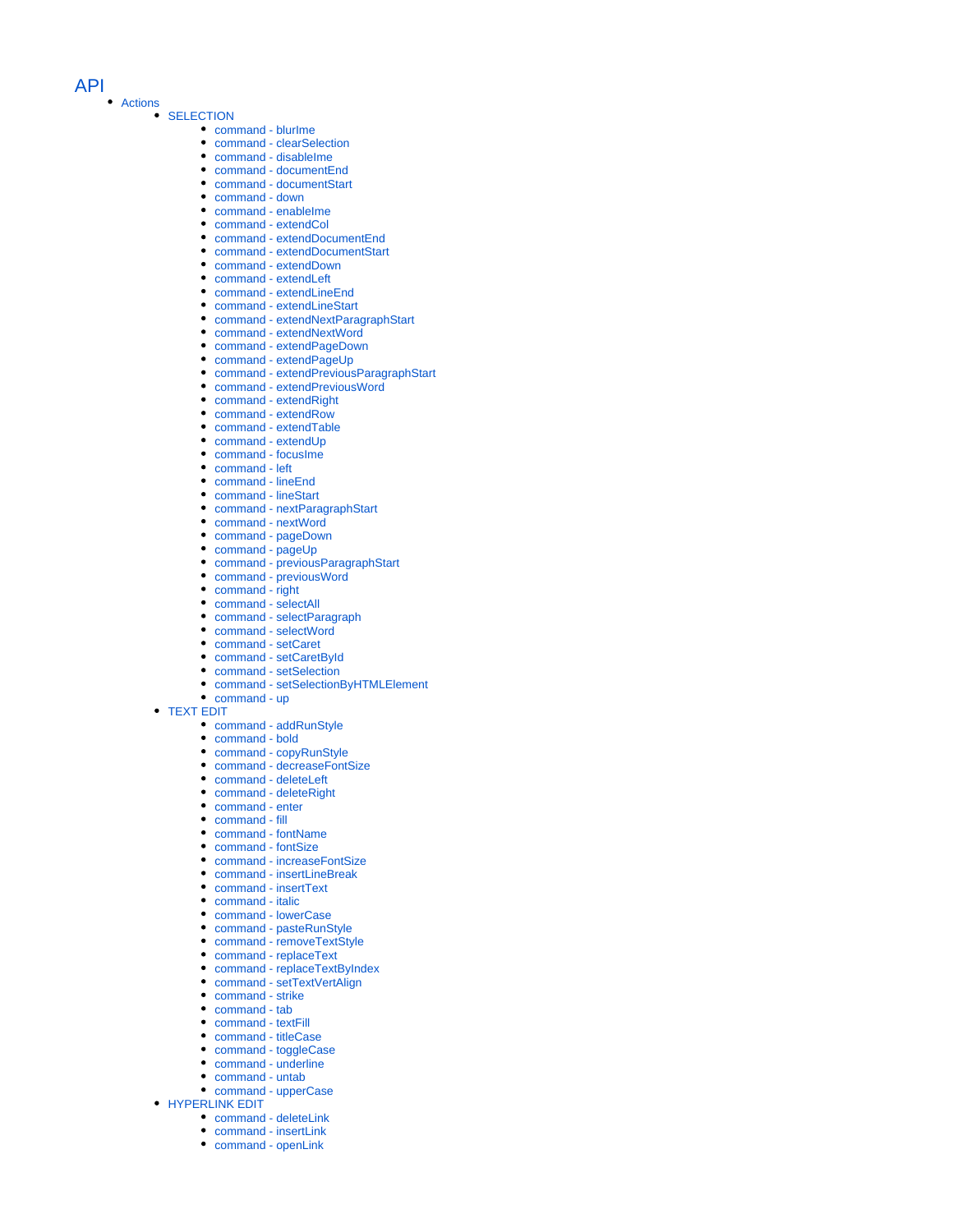# API

- Actions
  - SELECTION
    - command - blurIme
    - command - clearSelection
    - command - disableIme
    - command - documentEnd
    - command - documentStart
    - command - down
    - command - enableIme
    - command - extendCol
    - command - extendDocumentEnd
    - command - extendDocumentStart
    - command - extendDown
    - command - extendLeft
    - command - extendLineEnd
    - command - extendLineStart
    - command - extendNextParagraphStart
    - command - extendNextWord
    - command - extendPageDown
    - command - extendPageUp
    - command - extendPreviousParagraphStart
    - command - extendPreviousWord
    - command - extendRight
    - command - extendRow
    - command - extendTable
    - command - extendUp
    - command - focusIme
    - command - left
    - command - lineEnd
    - command - lineStart
    - command - nextParagraphStart
    - command - nextWord
    - command - pageDown
    - command - pageUp
    - command - previousParagraphStart
    - command - previousWord
    - command - right
    - command - selectAll
    - command - selectParagraph
    - command - selectWord
    - command - setCaret
    - command - setCaretById
    - command - setSelection
    - command - setSelectionByHTMLElement
    - command - up
  - TEXT EDIT
    - command - addRunStyle
    - command - bold
    - command - copyRunStyle
    - command - decreaseFontSize
    - command - deleteLeft
    - command - deleteRight
    - command - enter
    - command - fill
    - command - fontName
    - command - fontSize
    - command - increaseFontSize
    - command - insertLineBreak
    - command - insertText
    - command - italic
    - command - lowerCase
    - command - pasteRunStyle
    - command - removeTextStyle
    - command - replaceText
    - command - replaceTextByIndex
    - command - setTextVertAlign
    - command - strike
    - command - tab
    - command - textFill
    - command - titleCase
    - command - toggleCase
    - command - underline
    - command - untab
    - command - upperCase
  - HYPERLINK EDIT
    - command - deleteLink
    - command - insertLink
    - command - openLink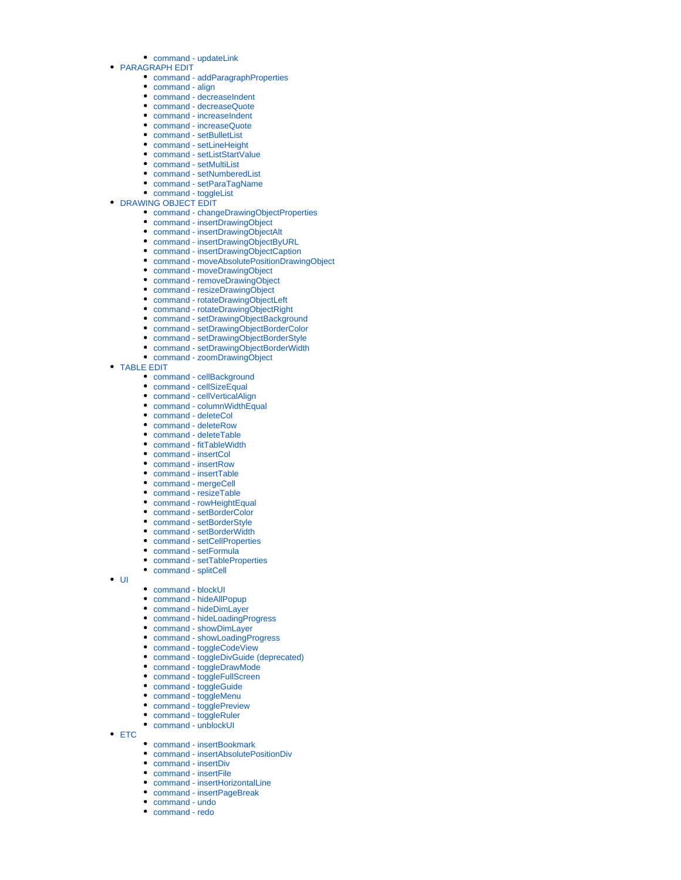- command - updateLink
- PARAGRAPH EDIT
    - command - addParagraphProperties
    - command - align
    - command - decreaseIndent
    - command - decreaseQuote
    - command - increaseIndent
    - command - increaseQuote
    - command - setBulletList
    - command - setLineHeight
    - command - setListStartValue
    - command - setMultiList
    - command - setNumberedList
    - command - setParaTagName
    - command - toggleList
- DRAWING OBJECT EDIT
    - command - changeDrawingObjectProperties
    - command - insertDrawingObject
    - command - insertDrawingObjectAlt
    - command - insertDrawingObjectByURL
    - command - insertDrawingObjectCaption
    - command - moveAbsolutePositionDrawingObject
    - command - moveDrawingObject
    - command - removeDrawingObject
    - command - resizeDrawingObject
    - command - rotateDrawingObjectLeft
    - command - rotateDrawingObjectRight
    - command - setDrawingObjectBackground
    - command - setDrawingObjectBorderColor
    - command - setDrawingObjectBorderStyle
    - command - setDrawingObjectBorderWidth
    - command - zoomDrawingObject
- TABLE EDIT
    - command - cellBackground
    - command - cellSizeEqual
    - command - cellVerticalAlign
    - command - columnWidthEqual
    - command - deleteCol
    - command - deleteRow
    - command - deleteTable
    - command - fitTableWidth
    - command - insertCol
    - command - insertRow
    - command - insertTable
    - command - mergeCell
    - command - resizeTable
    - command - rowHeightEqual
    - command - setBorderColor
    - command - setBorderStyle
    - command - setBorderWidth
    - command - setCellProperties
    - command - setFormula
    - command - setTableProperties
    - command - splitCell
- UI
    - command - blockUI
    - command - hideAllPopup
    - command - hideDimLayer
    - command - hideLoadingProgress
    - command - showDimLayer
    - command - showLoadingProgress
    - command - toggleCodeView
    - command - toggleDivGuide (deprecated)
    - command - toggleDrawMode
    - command - toggleFullScreen
    - command - toggleGuide
    - command - toggleMenu
    - command - togglePreview
    - command - toggleRuler
    - command - unblockUI
- ETC
    - command - insertBookmark
    - command - insertAbsolutePositionDiv
    - command - insertDiv
    - command - insertFile
    - command - insertHorizontalLine
    - command - insertPageBreak
    - command - undo
    - command - redo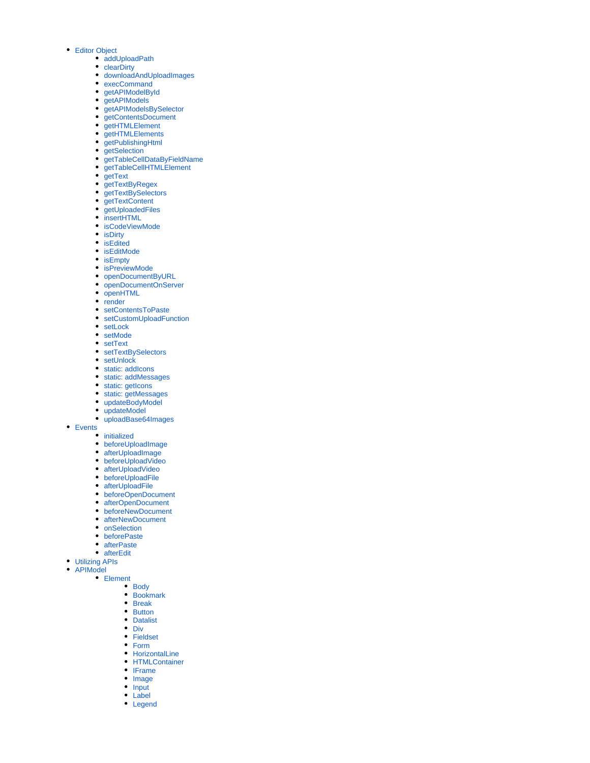- Editor Object
    - addUploadPath
    - clearDirty
    - downloadAndUploadImages
    - execCommand
    - getAPIModelById
    - getAPIModels
    - getAPIModelsBySelector
    - getContentsDocument
    - getHTMLElement
    - getHTMLElements
    - getPublishingHtml
    - getSelection
    - getTableCellDataByFieldName
    - getTableCellHTMLElement
    - getText
    - getTextByRegex
    - getTextBySelectors
    - getTextContent
    - getUploadedFiles
    - insertHTML
    - isCodeViewMode
    - isDirty
    - isEdited
    - isEditMode
    - isEmpty
    - isPreviewMode
    - openDocumentByURL
    - openDocumentOnServer
    - openHTML
    - render
    - setContentsToPaste
    - setCustomUploadFunction
    - setLock
    - setMode
    - setText
    - setTextBySelectors
    - setUnlock
    - static: addIcons
    - static: addMessages
    - static: getIcons
    - static: getMessages
    - updateBodyModel
    - updateModel
    - uploadBase64Images
- Events
    - initialized
    - beforeUploadImage
    - afterUploadImage
    - beforeUploadVideo
    - afterUploadVideo
    - beforeUploadFile
    - afterUploadFile
    - beforeOpenDocument
    - afterOpenDocument
    - beforeNewDocument
    - afterNewDocument
    - onSelection
    - beforePaste
    - afterPaste
    - afterEdit
- Utilizing APIs
- APIModel
    - Element
        - Body
        - Bookmark
        - Break
        - Button
        - Datalist
        - Div
        - Fieldset
        - Form
        - HorizontalLine
        - HTMLContainer
        - IFrame
        - Image
        - Input
        - Label
        - Legend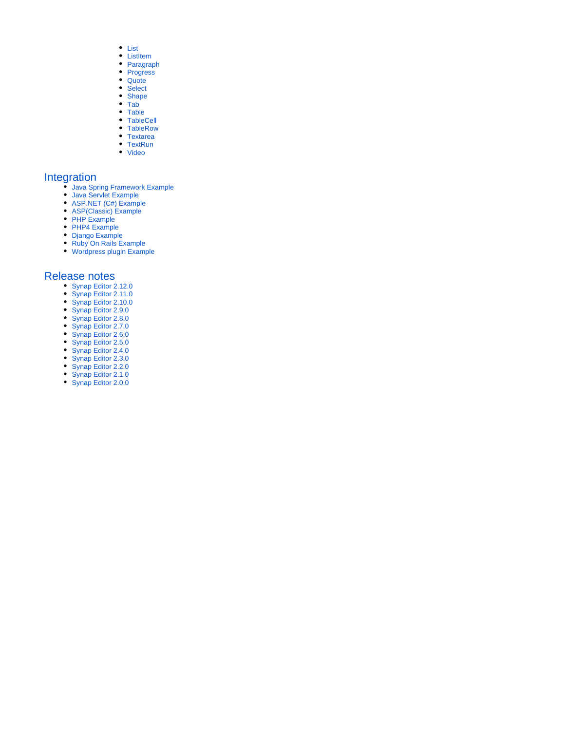- List
- ListItem
- Paragraph
- Progress
- Quote
- Select
- Shape
- Tab
- Table
- TableCell
- TableRow
- Textarea
- TextRun
- Video

## Integration

- Java Spring Framework Example
- Java Servlet Example
- ASP.NET (C#) Example
- ASP(Classic) Example
- PHP Example
- PHP4 Example
- Django Example
- Ruby On Rails Example
- Wordpress plugin Example

## Release notes

- Synap Editor 2.12.0
- Synap Editor 2.11.0
- Synap Editor 2.10.0
- Synap Editor 2.9.0
- Synap Editor 2.8.0
- Synap Editor 2.7.0
- Synap Editor 2.6.0
- Synap Editor 2.5.0
- Synap Editor 2.4.0
- Synap Editor 2.3.0
- Synap Editor 2.2.0
- Synap Editor 2.1.0
- Synap Editor 2.0.0